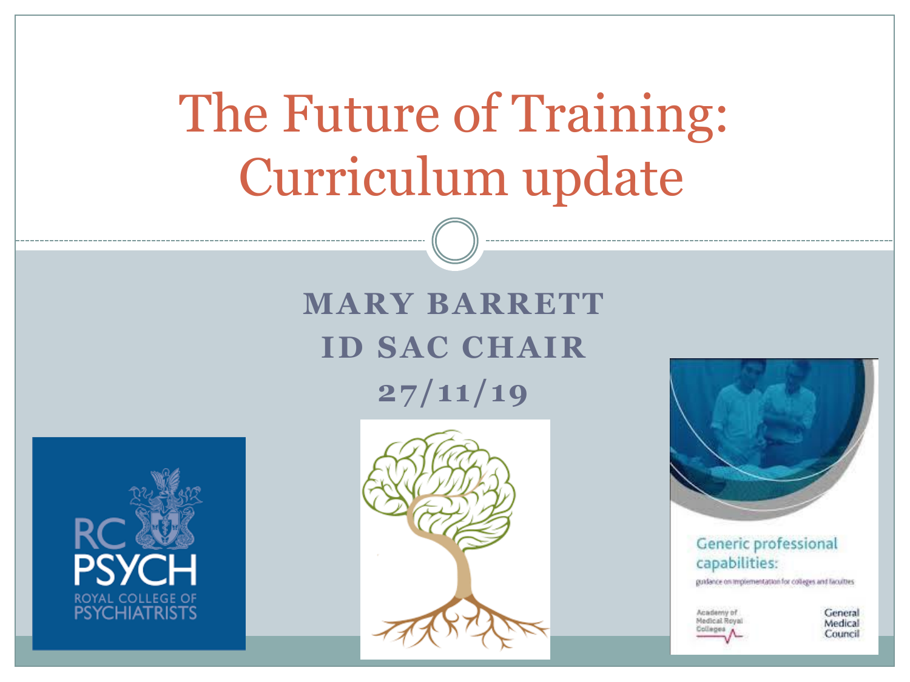# The Future of Training: Curriculum update

**MARY BARRETT**

**ID SAC CHAIR**

**27/11/19**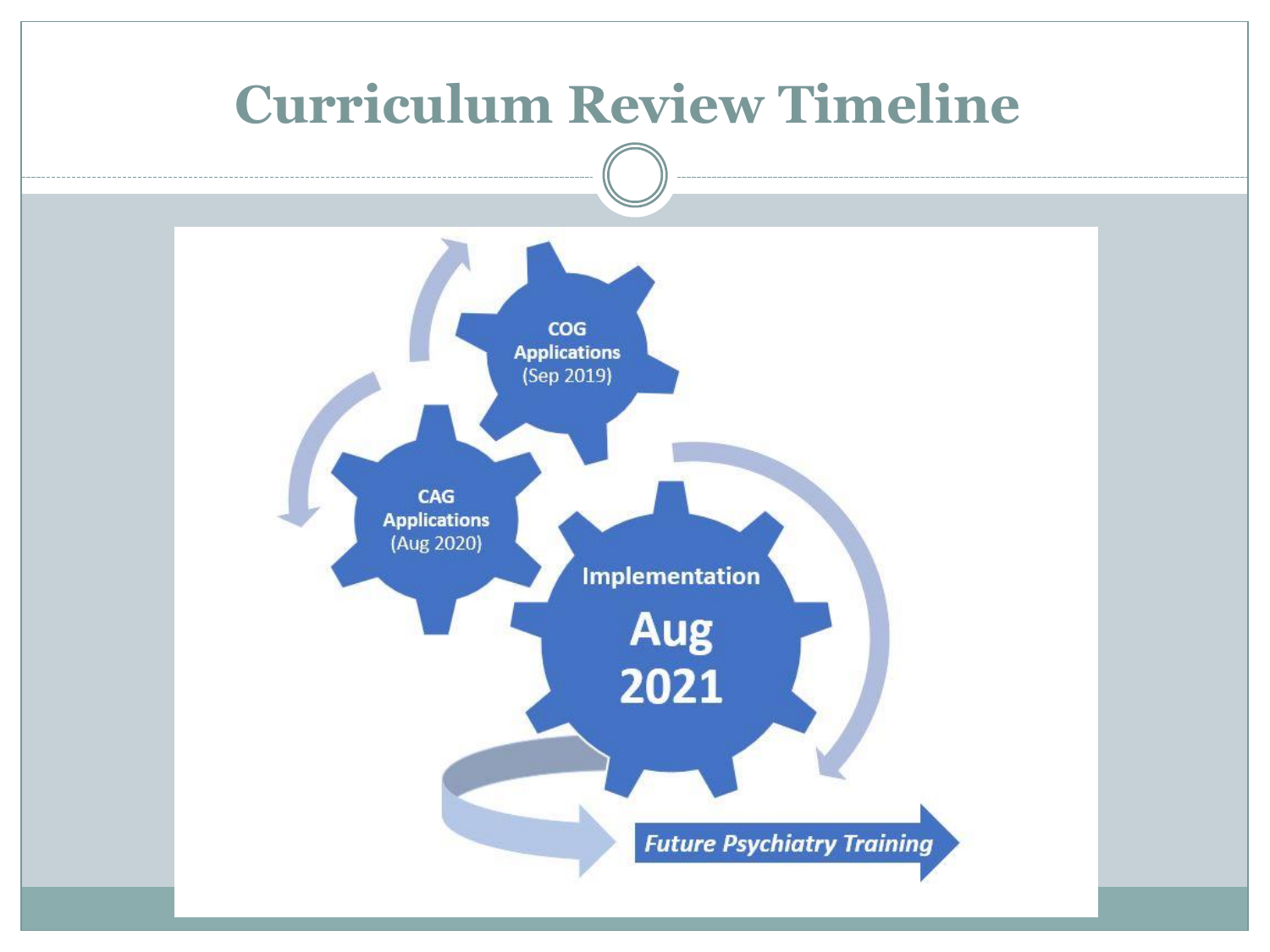# Curriculum Review Timeline

COG Applications (Sep 2019)

CAG Applications (Aug 2020)

Implementation Aug 2021

*Future Psychiatry Training*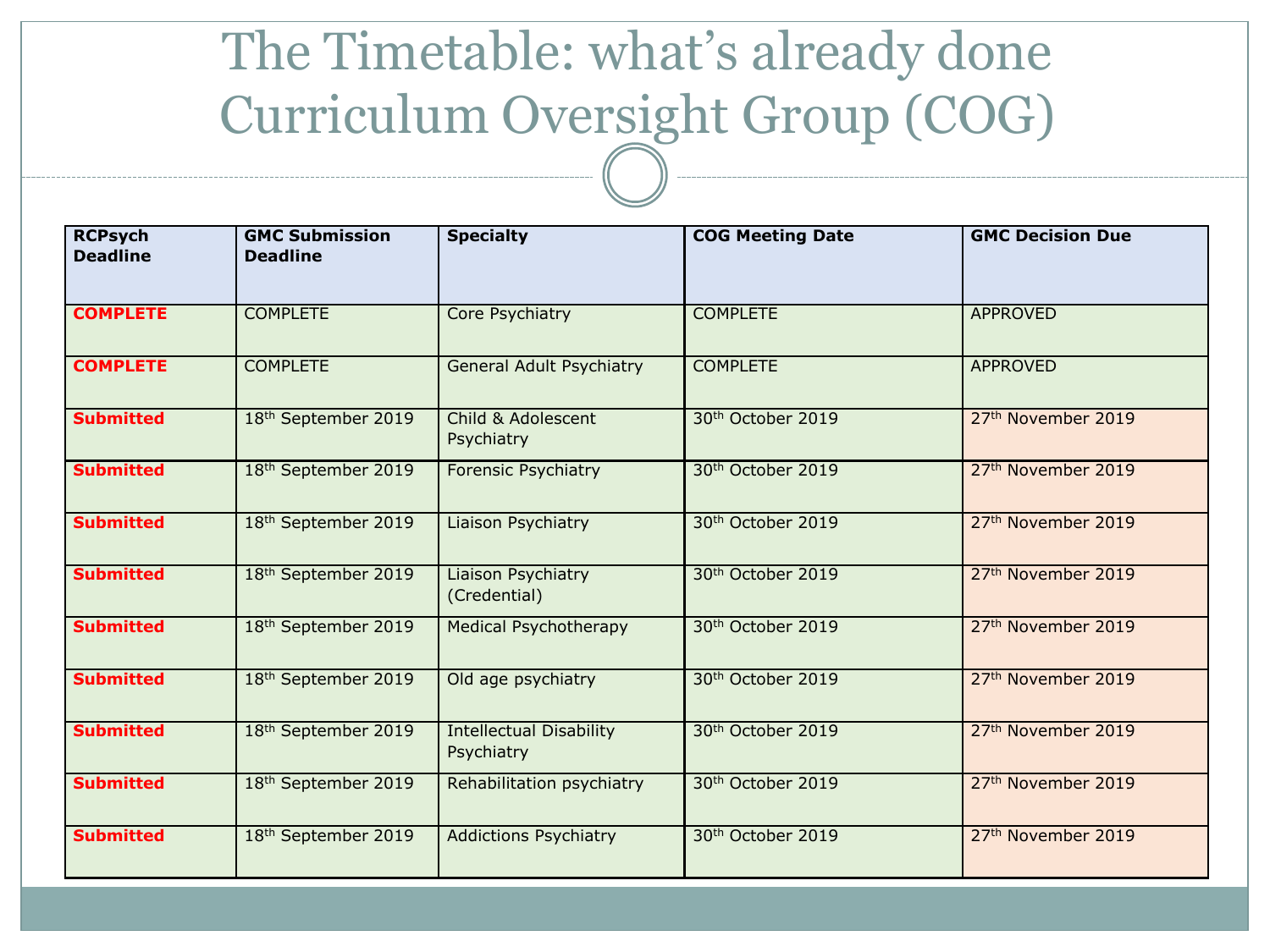# The Timetable: what's already done Curriculum Oversight Group (COG)

| RCPsych Deadline | GMC Submission Deadline | Specialty | COG Meeting Date | GMC Decision Due |
|---|---|---|---|---|
| **COMPLETE** | COMPLETE | Core Psychiatry | COMPLETE | APPROVED |
| **COMPLETE** | COMPLETE | General Adult Psychiatry | COMPLETE | APPROVED |
| **Submitted** | 18th September 2019 | Child & Adolescent Psychiatry | 30th October 2019 | 27th November 2019 |
| **Submitted** | 18th September 2019 | Forensic Psychiatry | 30th October 2019 | 27th November 2019 |
| **Submitted** | 18th September 2019 | Liaison Psychiatry | 30th October 2019 | 27th November 2019 |
| **Submitted** | 18th September 2019 | Liaison Psychiatry (Credential) | 30th October 2019 | 27th November 2019 |
| **Submitted** | 18th September 2019 | Medical Psychotherapy | 30th October 2019 | 27th November 2019 |
| **Submitted** | 18th September 2019 | Old age psychiatry | 30th October 2019 | 27th November 2019 |
| **Submitted** | 18th September 2019 | Intellectual Disability Psychiatry | 30th October 2019 | 27th November 2019 |
| **Submitted** | 18th September 2019 | Rehabilitation psychiatry | 30th October 2019 | 27th November 2019 |
| **Submitted** | 18th September 2019 | Addictions Psychiatry | 30th October 2019 | 27th November 2019 |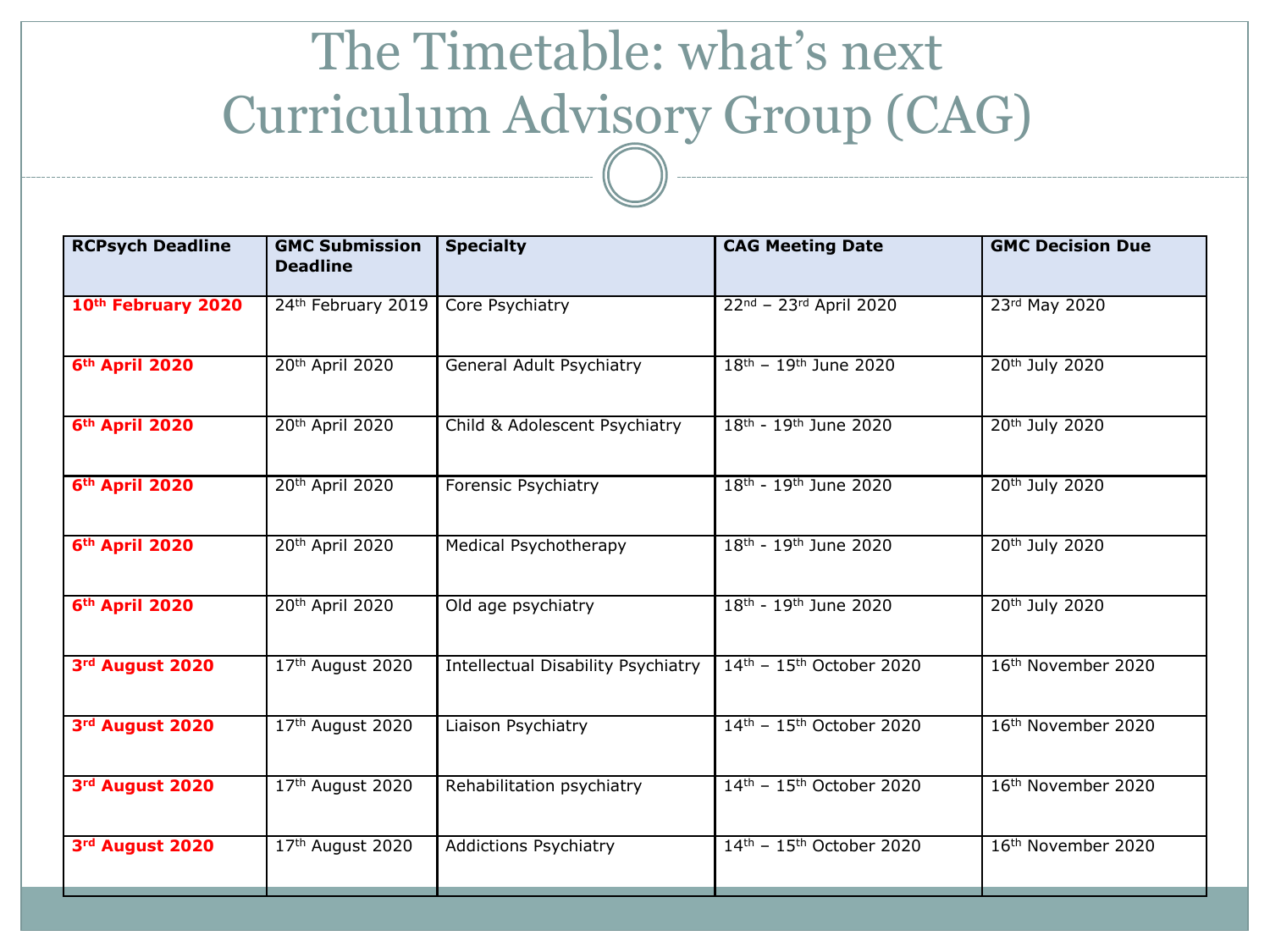# The Timetable: what's next Curriculum Advisory Group (CAG)

| RCPsych Deadline | GMC Submission Deadline | Specialty | CAG Meeting Date | GMC Decision Due |
|---|---|---|---|---|
| **10th February 2020** | 24th February 2019 | Core Psychiatry | 22nd – 23rd April 2020 | 23rd May 2020 |
| **6th April 2020** | 20th April 2020 | General Adult Psychiatry | 18th – 19th June 2020 | 20th July 2020 |
| **6th April 2020** | 20th April 2020 | Child & Adolescent Psychiatry | 18th - 19th June 2020 | 20th July 2020 |
| **6th April 2020** | 20th April 2020 | Forensic Psychiatry | 18th - 19th June 2020 | 20th July 2020 |
| **6th April 2020** | 20th April 2020 | Medical Psychotherapy | 18th - 19th June 2020 | 20th July 2020 |
| **6th April 2020** | 20th April 2020 | Old age psychiatry | 18th - 19th June 2020 | 20th July 2020 |
| **3rd August 2020** | 17th August 2020 | Intellectual Disability Psychiatry | 14th – 15th October 2020 | 16th November 2020 |
| **3rd August 2020** | 17th August 2020 | Liaison Psychiatry | 14th – 15th October 2020 | 16th November 2020 |
| **3rd August 2020** | 17th August 2020 | Rehabilitation psychiatry | 14th – 15th October 2020 | 16th November 2020 |
| **3rd August 2020** | 17th August 2020 | Addictions Psychiatry | 14th – 15th October 2020 | 16th November 2020 |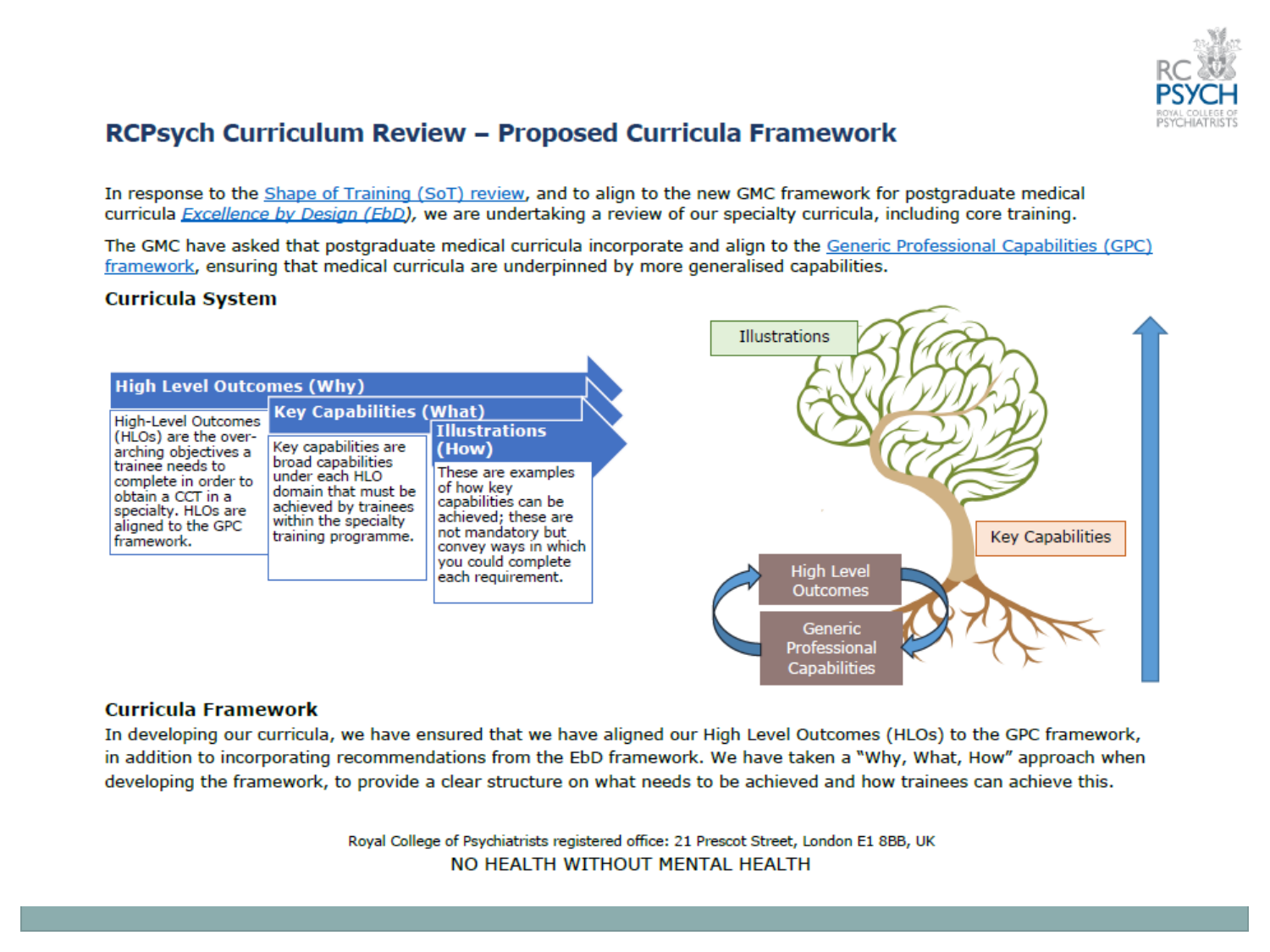# RCPsych Curriculum Review – Proposed Curricula Framework

In response to the Shape of Training (SoT) review, and to align to the new GMC framework for postgraduate medical curricula *Excellence by Design (EbD)*, we are undertaking a review of our specialty curricula, including core training.

The GMC have asked that postgraduate medical curricula incorporate and align to the Generic Professional Capabilities (GPC) framework, ensuring that medical curricula are underpinned by more generalised capabilities.

## Curricula System

**High Level Outcomes (Why)**

High-Level Outcomes (HLOs) are the over-arching objectives a trainee needs to complete in order to obtain a CCT in a specialty. HLOs are aligned to the GPC framework.

**Key Capabilities (What)**

Key capabilities are broad capabilities under each HLO domain that must be achieved by trainees within the specialty training programme.

**Illustrations (How)**

These are examples of how key capabilities can be achieved; these are not mandatory but convey ways in which you could complete each requirement.

Illustrations

Key Capabilities

High Level Outcomes

Generic Professional Capabilities

## Curricula Framework

In developing our curricula, we have ensured that we have aligned our High Level Outcomes (HLOs) to the GPC framework, in addition to incorporating recommendations from the EbD framework. We have taken a "Why, What, How" approach when developing the framework, to provide a clear structure on what needs to be achieved and how trainees can achieve this.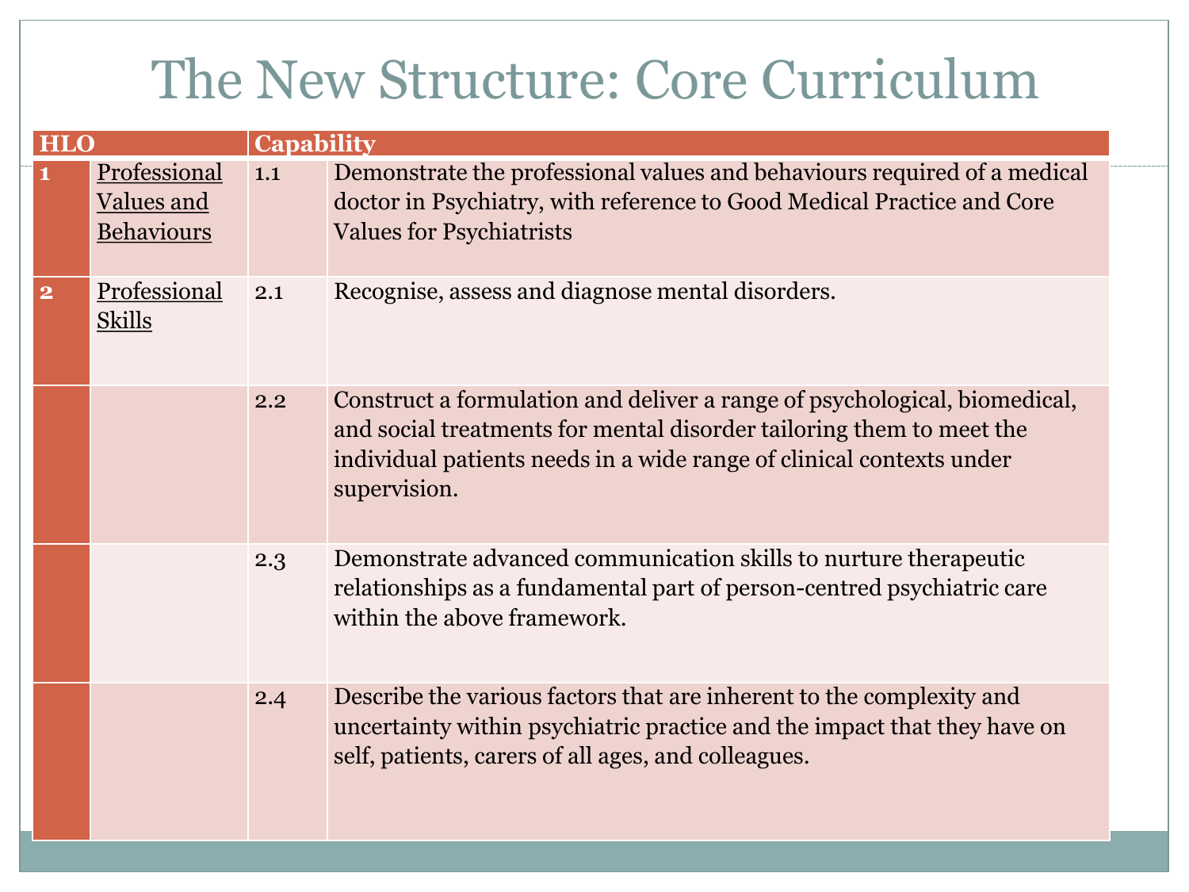# The New Structure: Core Curriculum

| HLO | | Capability | |
|---|---|---|---|
| 1 | Professional Values and Behaviours | 1.1 | Demonstrate the professional values and behaviours required of a medical doctor in Psychiatry, with reference to Good Medical Practice and Core Values for Psychiatrists |
| 2 | Professional Skills | 2.1 | Recognise, assess and diagnose mental disorders. |
| | | 2.2 | Construct a formulation and deliver a range of psychological, biomedical, and social treatments for mental disorder tailoring them to meet the individual patients needs in a wide range of clinical contexts under supervision. |
| | | 2.3 | Demonstrate advanced communication skills to nurture therapeutic relationships as a fundamental part of person-centred psychiatric care within the above framework. |
| | | 2.4 | Describe the various factors that are inherent to the complexity and uncertainty within psychiatric practice and the impact that they have on self, patients, carers of all ages, and colleagues. |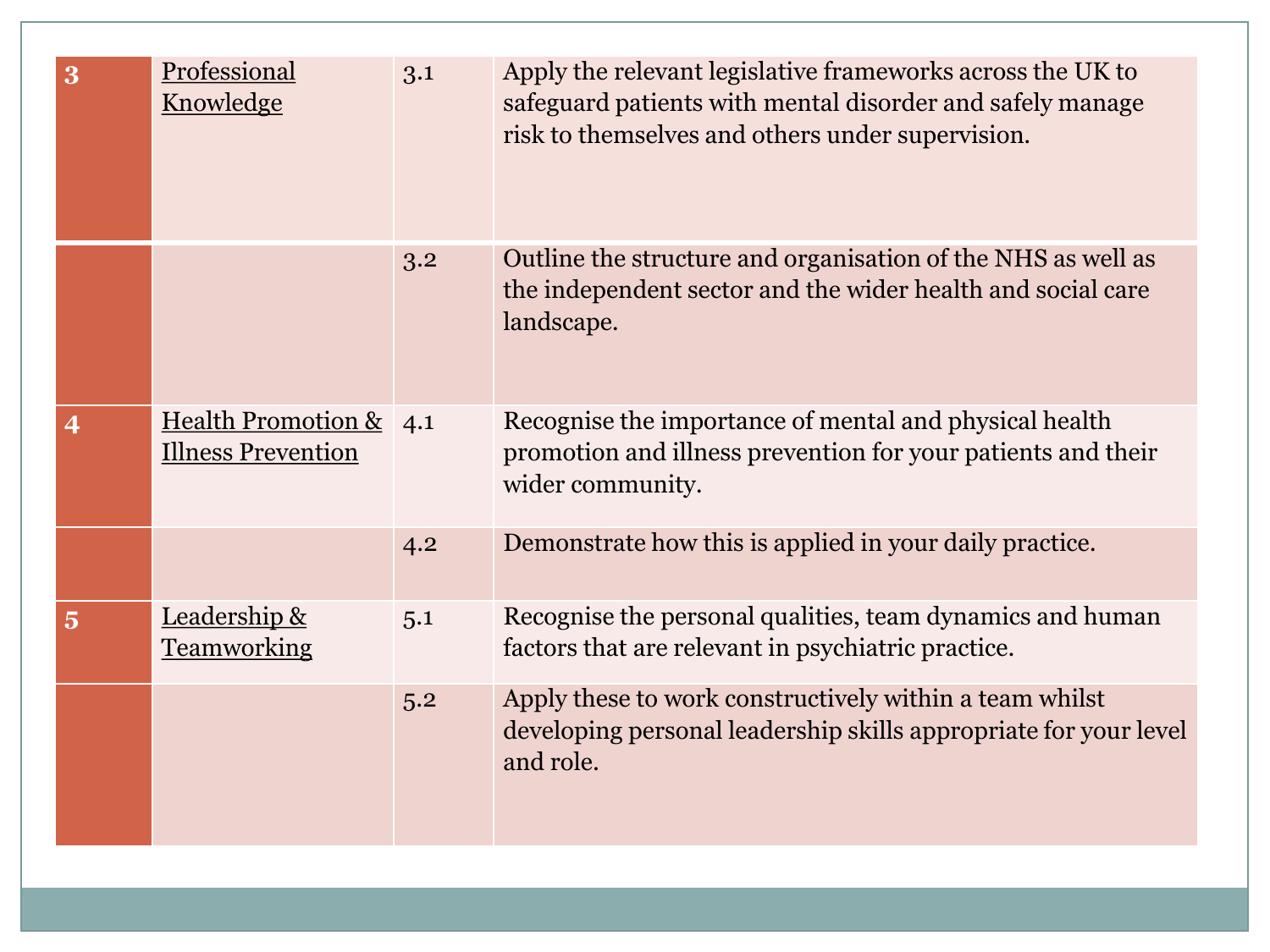| | | | |
|---|---|---|---|
| 3 | Professional Knowledge | 3.1 | Apply the relevant legislative frameworks across the UK to safeguard patients with mental disorder and safely manage risk to themselves and others under supervision. |
| | | 3.2 | Outline the structure and organisation of the NHS as well as the independent sector and the wider health and social care landscape. |
| 4 | Health Promotion & Illness Prevention | 4.1 | Recognise the importance of mental and physical health promotion and illness prevention for your patients and their wider community. |
| | | 4.2 | Demonstrate how this is applied in your daily practice. |
| 5 | Leadership & Teamworking | 5.1 | Recognise the personal qualities, team dynamics and human factors that are relevant in psychiatric practice. |
| | | 5.2 | Apply these to work constructively within a team whilst developing personal leadership skills appropriate for your level and role. |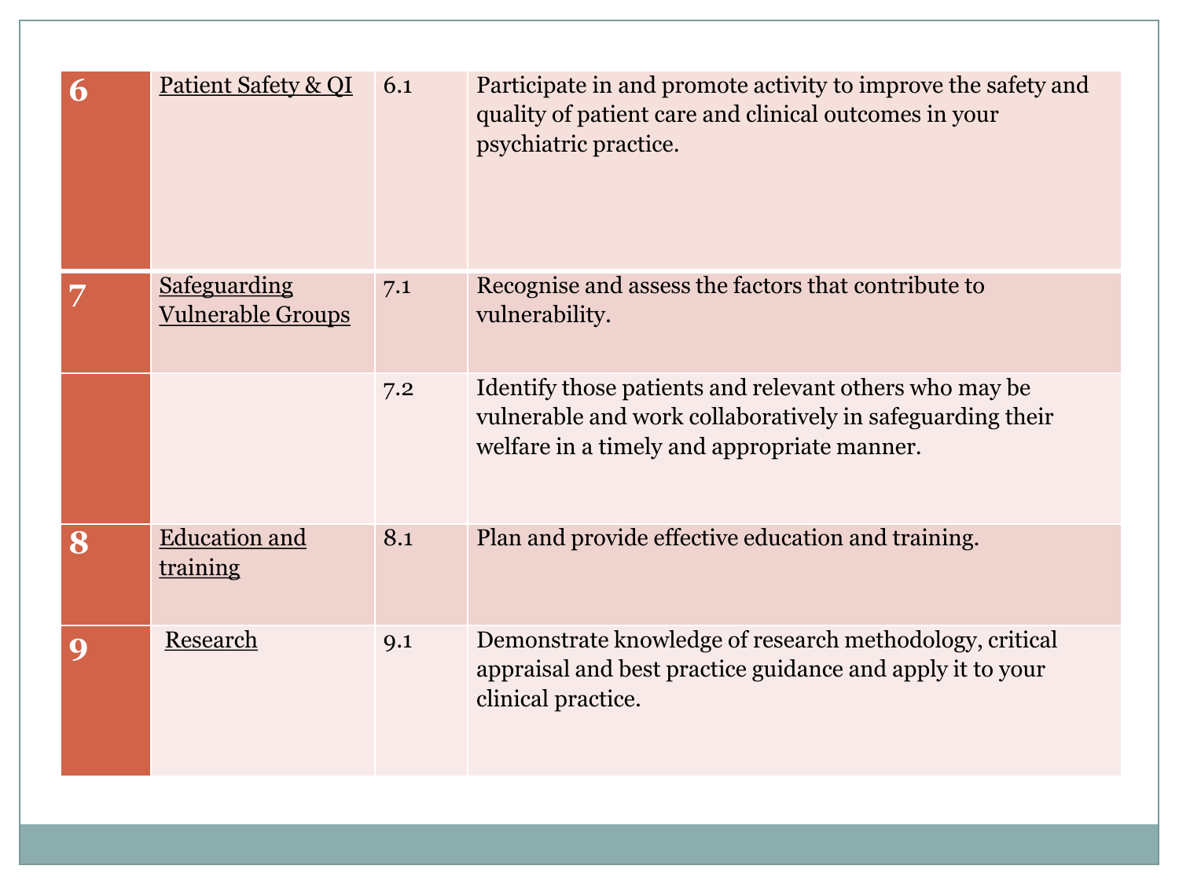| | | | |
|---|---|---|---|
| **6** | Patient Safety & QI | 6.1 | Participate in and promote activity to improve the safety and quality of patient care and clinical outcomes in your psychiatric practice. |
| **7** | Safeguarding Vulnerable Groups | 7.1 | Recognise and assess the factors that contribute to vulnerability. |
| | | 7.2 | Identify those patients and relevant others who may be vulnerable and work collaboratively in safeguarding their welfare in a timely and appropriate manner. |
| **8** | Education and training | 8.1 | Plan and provide effective education and training. |
| **9** | Research | 9.1 | Demonstrate knowledge of research methodology, critical appraisal and best practice guidance and apply it to your clinical practice. |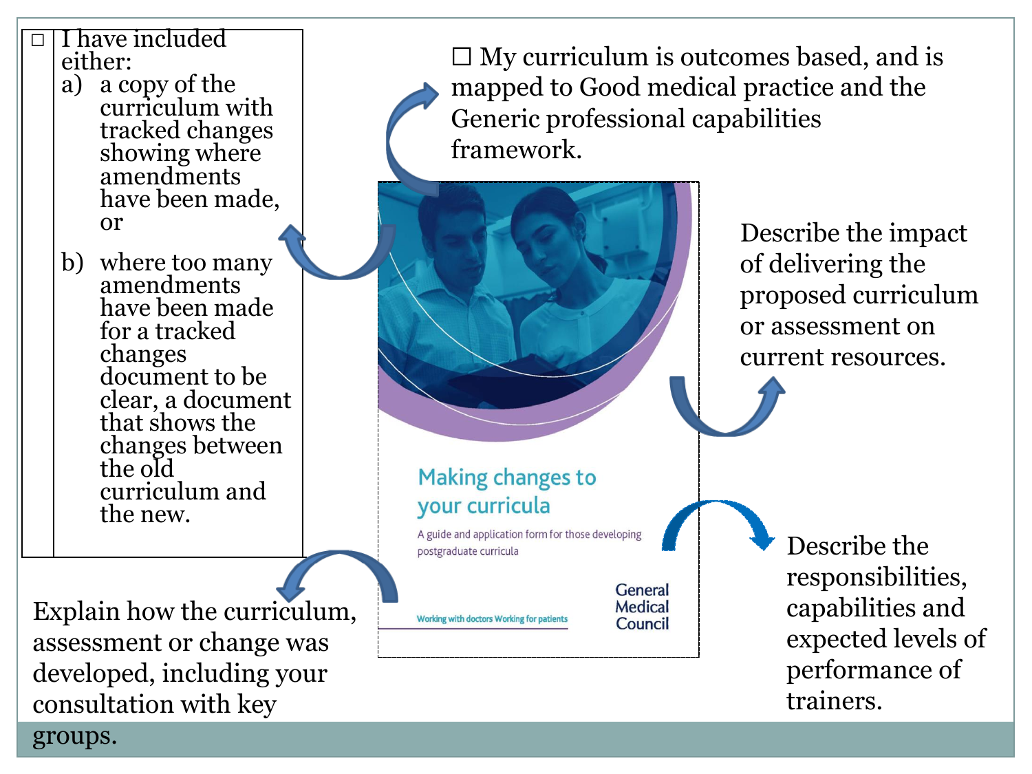- ☐ I have included either:
  a) a copy of the curriculum with tracked changes showing where amendments have been made, or
  b) where too many amendments have been made for a tracked changes document to be clear, a document that shows the changes between the old curriculum and the new.

☐ My curriculum is outcomes based, and is mapped to Good medical practice and the Generic professional capabilities framework.

Describe the impact of delivering the proposed curriculum or assessment on current resources.

**Making changes to your curricula**

A guide and application form for those developing postgraduate curricula

Working with doctors Working for patients

General Medical Council

Describe the responsibilities, capabilities and expected levels of performance of trainers.

Explain how the curriculum, assessment or change was developed, including your consultation with key groups.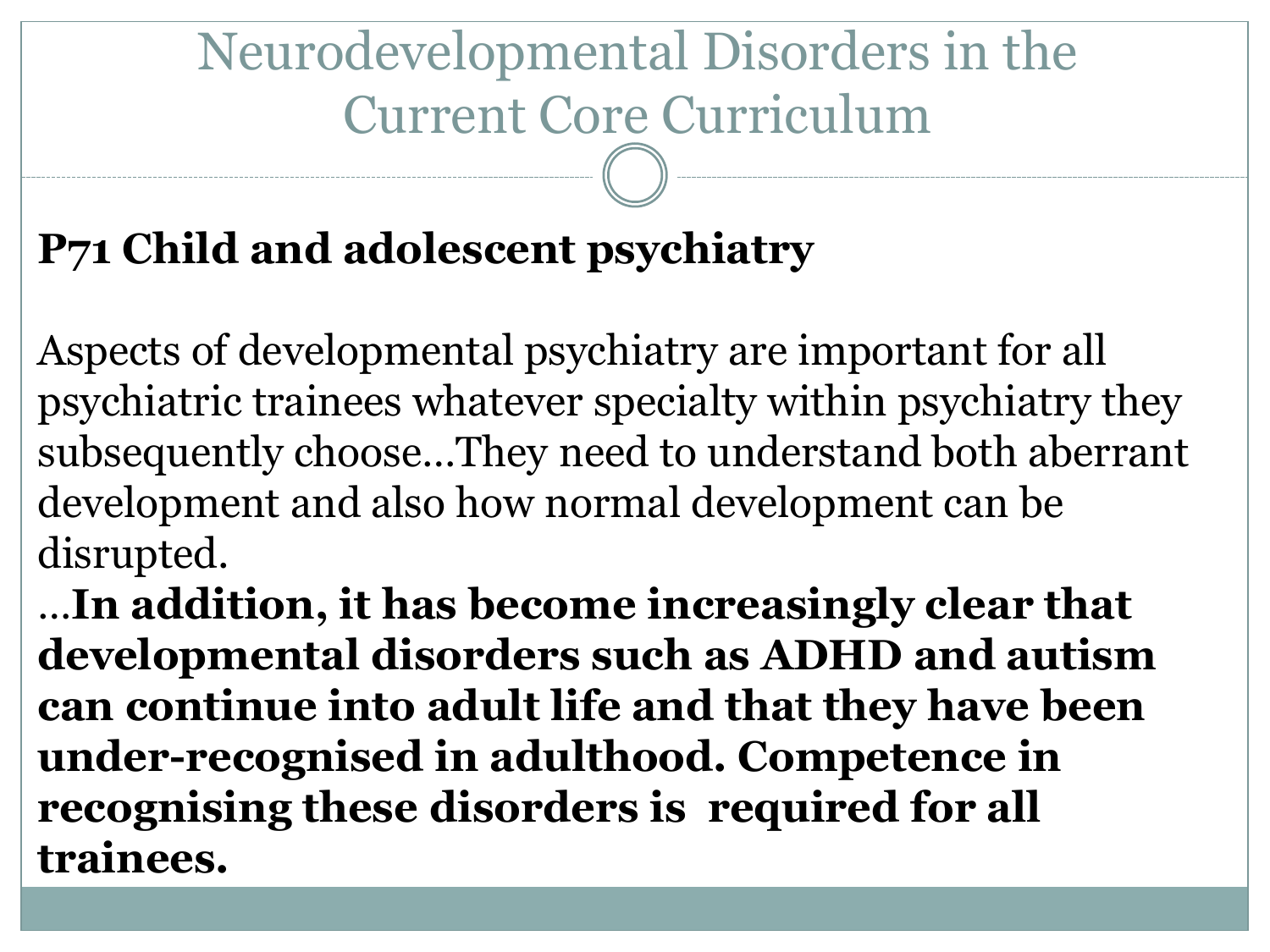# Neurodevelopmental Disorders in the Current Core Curriculum

**P71 Child and adolescent psychiatry**

Aspects of developmental psychiatry are important for all psychiatric trainees whatever specialty within psychiatry they subsequently choose…They need to understand both aberrant development and also how normal development can be disrupted.

…**In addition, it has become increasingly clear that developmental disorders such as ADHD and autism can continue into adult life and that they have been under-recognised in adulthood. Competence in recognising these disorders is required for all trainees.**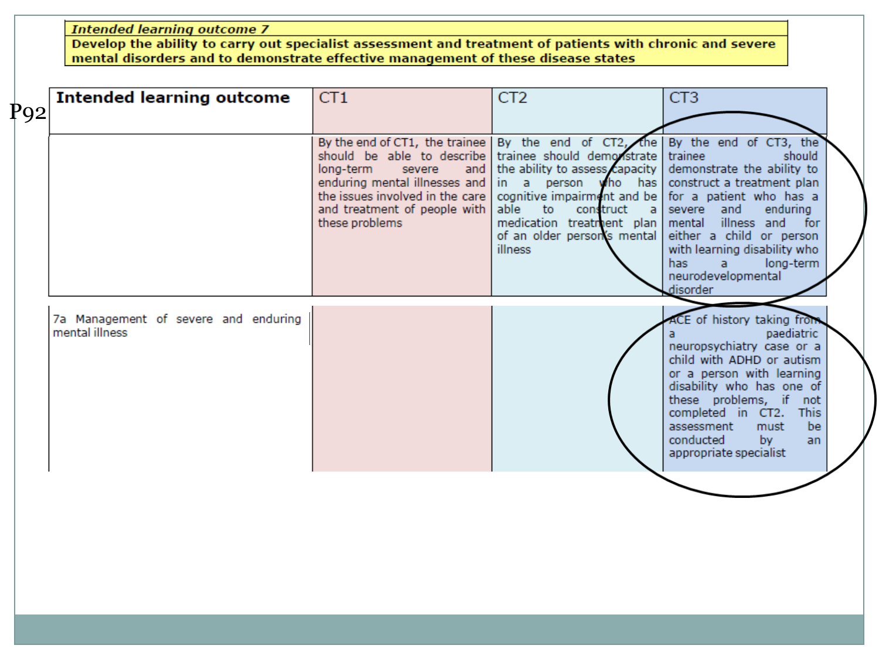| *Intended learning outcome 7* |
|---|
| **Develop the ability to carry out specialist assessment and treatment of patients with chronic and severe mental disorders and to demonstrate effective management of these disease states** |

P92

| **Intended learning outcome** | CT1 | CT2 | CT3 |
|---|---|---|---|
| | By the end of CT1, the trainee should be able to describe long-term severe and enduring mental illnesses and the issues involved in the care and treatment of people with these problems | By the end of CT2, the trainee should demonstrate the ability to assess capacity in a person who has cognitive impairment and be able to construct a medication treatment plan of an older person's mental illness | By the end of CT3, the trainee should demonstrate the ability to construct a treatment plan for a patient who has a severe and enduring mental illness and for either a child or person with learning disability who has a long-term neurodevelopmental disorder |
| 7a Management of severe and enduring mental illness | | | ACE of history taking from a paediatric neuropsychiatry case or a child with ADHD or autism or a person with learning disability who has one of these problems, if not completed in CT2. This assessment must be conducted by an appropriate specialist |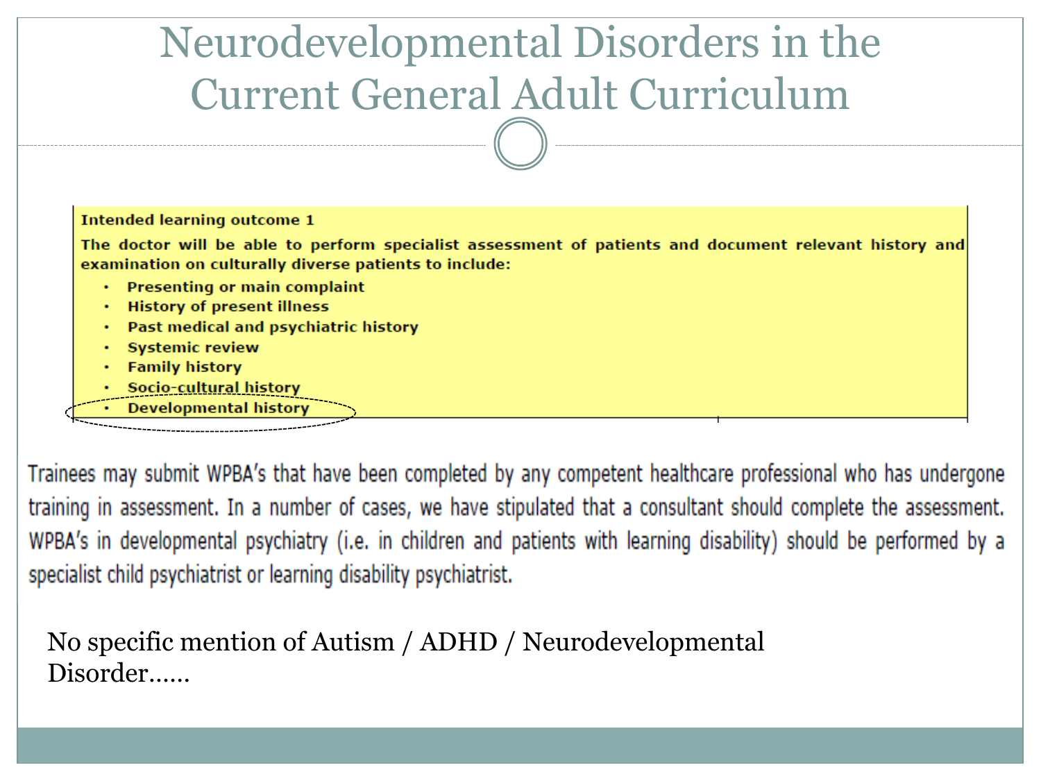# Neurodevelopmental Disorders in the Current General Adult Curriculum

**Intended learning outcome 1**

**The doctor will be able to perform specialist assessment of patients and document relevant history and examination on culturally diverse patients to include:**

- **Presenting or main complaint**
- **History of present illness**
- **Past medical and psychiatric history**
- **Systemic review**
- **Family history**
- **Socio-cultural history**
- **Developmental history**

Trainees may submit WPBA's that have been completed by any competent healthcare professional who has undergone training in assessment. In a number of cases, we have stipulated that a consultant should complete the assessment. WPBA's in developmental psychiatry (i.e. in children and patients with learning disability) should be performed by a specialist child psychiatrist or learning disability psychiatrist.

No specific mention of Autism / ADHD / Neurodevelopmental Disorder……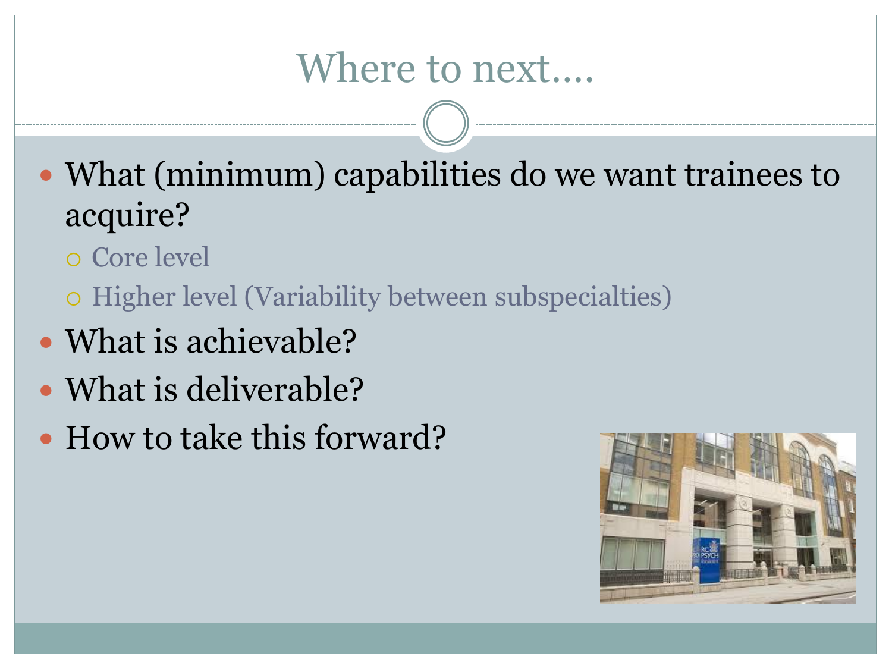# Where to next….

- What (minimum) capabilities do we want trainees to acquire?
  - Core level
  - Higher level (Variability between subspecialties)
- What is achievable?
- What is deliverable?
- How to take this forward?